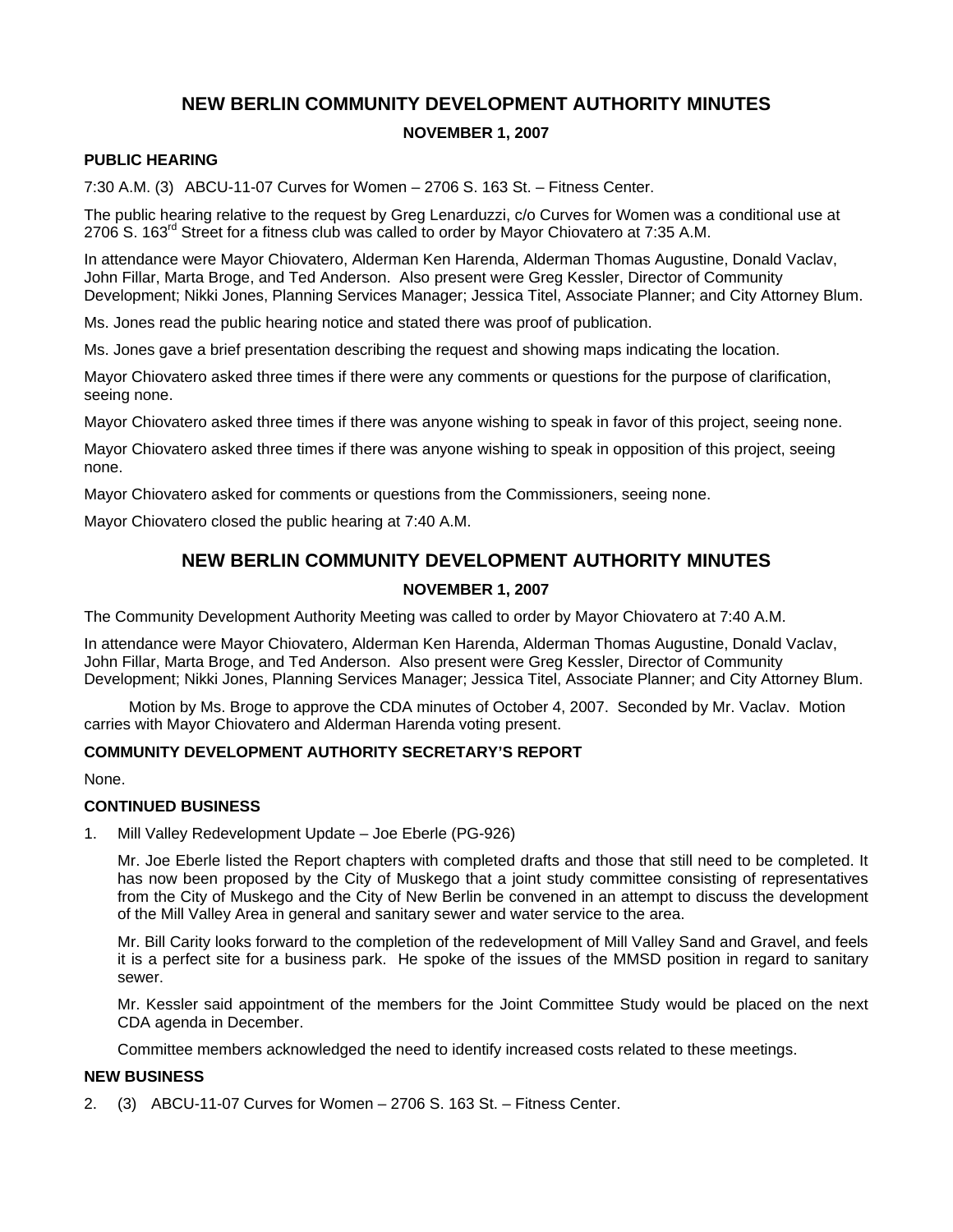# NEW BERLIN COMMUNITY DEVELOPMENT AUTHORITY MINUTES

**NOVEMBER 1, 2007**

### PUBLIC HEARING

7:30 A.M. (3) ABCU-11-07 Curves for Women – 2706 S. 163 St. – Fitness Center.

The public hearing relative to the request by Greg Lenarduzzi, c/o Curves for Women was a conditional use at 2706 S. 163rd Street for a fitness club was called to order by Mayor Chiovatero at 7:35 A.M.

In attendance were Mayor Chiovatero, Alderman Ken Harenda, Alderman Thomas Augustine, Donald Vaclav, John Fillar, Marta Broge, and Ted Anderson. Also present were Greg Kessler, Director of Community Development; Nikki Jones, Planning Services Manager; Jessica Titel, Associate Planner; and City Attorney Blum.

Ms. Jones read the public hearing notice and stated there was proof of publication.

Ms. Jones gave a brief presentation describing the request and showing maps indicating the location.

Mayor Chiovatero asked three times if there were any comments or questions for the purpose of clarification, seeing none.

Mayor Chiovatero asked three times if there was anyone wishing to speak in favor of this project, seeing none.

Mayor Chiovatero asked three times if there was anyone wishing to speak in opposition of this project, seeing none.

Mayor Chiovatero asked for comments or questions from the Commissioners, seeing none.

Mayor Chiovatero closed the public hearing at 7:40 A.M.

# NEW BERLIN COMMUNITY DEVELOPMENT AUTHORITY MINUTES

**NOVEMBER 1, 2007**

The Community Development Authority Meeting was called to order by Mayor Chiovatero at 7:40 A.M.

In attendance were Mayor Chiovatero, Alderman Ken Harenda, Alderman Thomas Augustine, Donald Vaclav, John Fillar, Marta Broge, and Ted Anderson. Also present were Greg Kessler, Director of Community Development; Nikki Jones, Planning Services Manager; Jessica Titel, Associate Planner; and City Attorney Blum.

Motion by Ms. Broge to approve the CDA minutes of October 4, 2007. Seconded by Mr. Vaclav. Motion carries with Mayor Chiovatero and Alderman Harenda voting present.

### COMMUNITY DEVELOPMENT AUTHORITY SECRETARY'S REPORT

None.

### CONTINUED BUSINESS

1. Mill Valley Redevelopment Update – Joe Eberle (PG-926)

   Mr. Joe Eberle listed the Report chapters with completed drafts and those that still need to be completed. It has now been proposed by the City of Muskego that a joint study committee consisting of representatives from the City of Muskego and the City of New Berlin be convened in an attempt to discuss the development of the Mill Valley Area in general and sanitary sewer and water service to the area.

   Mr. Bill Carity looks forward to the completion of the redevelopment of Mill Valley Sand and Gravel, and feels it is a perfect site for a business park. He spoke of the issues of the MMSD position in regard to sanitary sewer.

   Mr. Kessler said appointment of the members for the Joint Committee Study would be placed on the next CDA agenda in December.

   Committee members acknowledged the need to identify increased costs related to these meetings.

### NEW BUSINESS

2. (3) ABCU-11-07 Curves for Women – 2706 S. 163 St. – Fitness Center.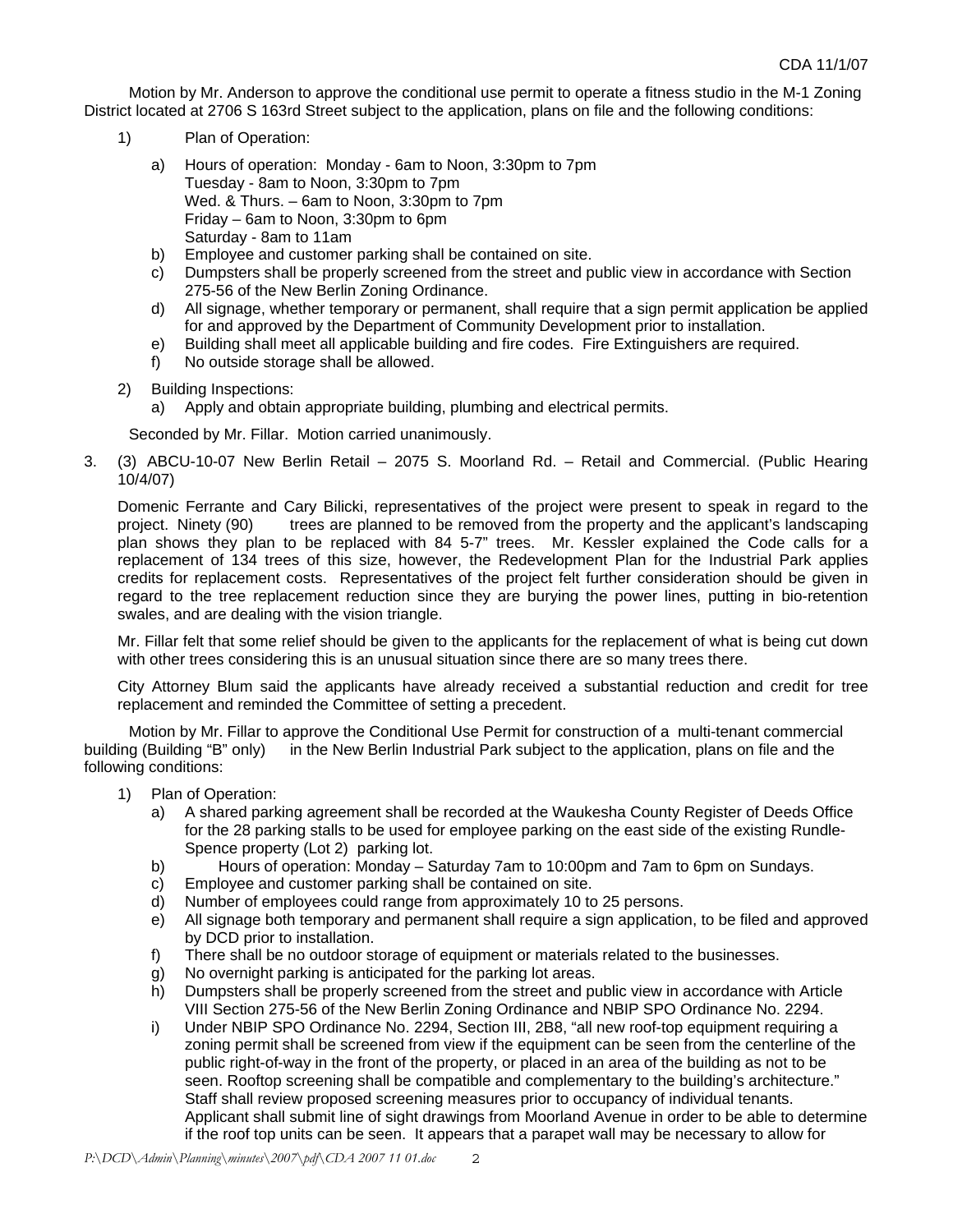Motion by Mr. Anderson to approve the conditional use permit to operate a fitness studio in the M-1 Zoning District located at 2706 S 163rd Street subject to the application, plans on file and the following conditions:

1) Plan of Operation:

   a) Hours of operation: Monday - 6am to Noon, 3:30pm to 7pm
      Tuesday - 8am to Noon, 3:30pm to 7pm
      Wed. & Thurs. – 6am to Noon, 3:30pm to 7pm
      Friday – 6am to Noon, 3:30pm to 6pm
      Saturday - 8am to 11am
   b) Employee and customer parking shall be contained on site.
   c) Dumpsters shall be properly screened from the street and public view in accordance with Section 275-56 of the New Berlin Zoning Ordinance.
   d) All signage, whether temporary or permanent, shall require that a sign permit application be applied for and approved by the Department of Community Development prior to installation.
   e) Building shall meet all applicable building and fire codes. Fire Extinguishers are required.
   f) No outside storage shall be allowed.

2) Building Inspections:
   a) Apply and obtain appropriate building, plumbing and electrical permits.

Seconded by Mr. Fillar. Motion carried unanimously.

3. (3) ABCU-10-07 New Berlin Retail – 2075 S. Moorland Rd. – Retail and Commercial. (Public Hearing 10/4/07)

   Domenic Ferrante and Cary Bilicki, representatives of the project were present to speak in regard to the project. Ninety (90) trees are planned to be removed from the property and the applicant's landscaping plan shows they plan to be replaced with 84 5-7" trees. Mr. Kessler explained the Code calls for a replacement of 134 trees of this size, however, the Redevelopment Plan for the Industrial Park applies credits for replacement costs. Representatives of the project felt further consideration should be given in regard to the tree replacement reduction since they are burying the power lines, putting in bio-retention swales, and are dealing with the vision triangle.

   Mr. Fillar felt that some relief should be given to the applicants for the replacement of what is being cut down with other trees considering this is an unusual situation since there are so many trees there.

   City Attorney Blum said the applicants have already received a substantial reduction and credit for tree replacement and reminded the Committee of setting a precedent.

Motion by Mr. Fillar to approve the Conditional Use Permit for construction of a multi-tenant commercial building (Building "B" only) in the New Berlin Industrial Park subject to the application, plans on file and the following conditions:

1) Plan of Operation:
   a) A shared parking agreement shall be recorded at the Waukesha County Register of Deeds Office for the 28 parking stalls to be used for employee parking on the east side of the existing Rundle-Spence property (Lot 2) parking lot.
   b) Hours of operation: Monday – Saturday 7am to 10:00pm and 7am to 6pm on Sundays.
   c) Employee and customer parking shall be contained on site.
   d) Number of employees could range from approximately 10 to 25 persons.
   e) All signage both temporary and permanent shall require a sign application, to be filed and approved by DCD prior to installation.
   f) There shall be no outdoor storage of equipment or materials related to the businesses.
   g) No overnight parking is anticipated for the parking lot areas.
   h) Dumpsters shall be properly screened from the street and public view in accordance with Article VIII Section 275-56 of the New Berlin Zoning Ordinance and NBIP SPO Ordinance No. 2294.
   i) Under NBIP SPO Ordinance No. 2294, Section III, 2B8, "all new roof-top equipment requiring a zoning permit shall be screened from view if the equipment can be seen from the centerline of the public right-of-way in the front of the property, or placed in an area of the building as not to be seen. Rooftop screening shall be compatible and complementary to the building's architecture." Staff shall review proposed screening measures prior to occupancy of individual tenants. Applicant shall submit line of sight drawings from Moorland Avenue in order to be able to determine if the roof top units can be seen. It appears that a parapet wall may be necessary to allow for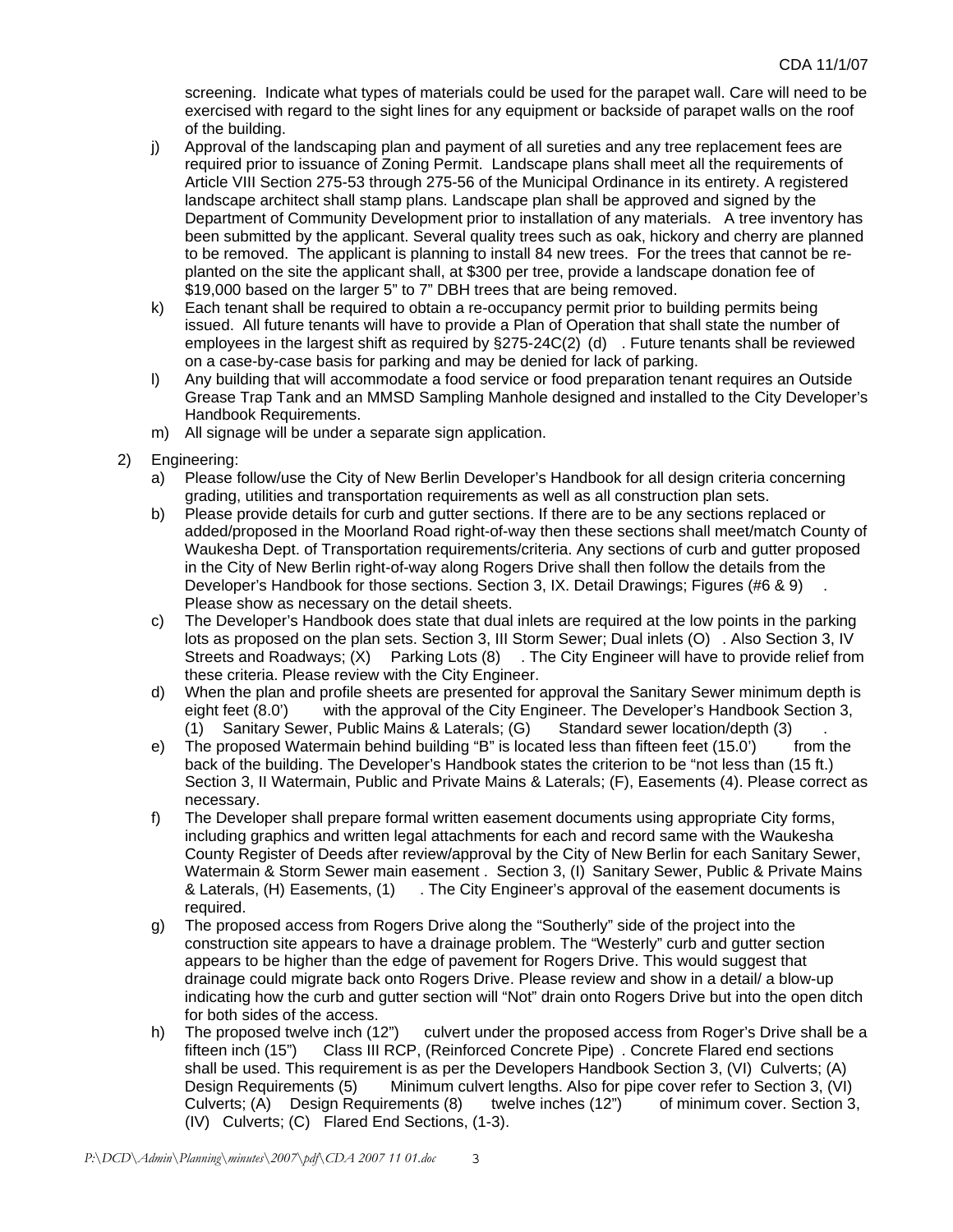screening. Indicate what types of materials could be used for the parapet wall. Care will need to be exercised with regard to the sight lines for any equipment or backside of parapet walls on the roof of the building.

j) Approval of the landscaping plan and payment of all sureties and any tree replacement fees are required prior to issuance of Zoning Permit. Landscape plans shall meet all the requirements of Article VIII Section 275-53 through 275-56 of the Municipal Ordinance in its entirety. A registered landscape architect shall stamp plans. Landscape plan shall be approved and signed by the Department of Community Development prior to installation of any materials. A tree inventory has been submitted by the applicant. Several quality trees such as oak, hickory and cherry are planned to be removed. The applicant is planning to install 84 new trees. For the trees that cannot be re-planted on the site the applicant shall, at $300 per tree, provide a landscape donation fee of $19,000 based on the larger 5" to 7" DBH trees that are being removed.

k) Each tenant shall be required to obtain a re-occupancy permit prior to building permits being issued. All future tenants will have to provide a Plan of Operation that shall state the number of employees in the largest shift as required by §275-24C(2) (d) . Future tenants shall be reviewed on a case-by-case basis for parking and may be denied for lack of parking.

l) Any building that will accommodate a food service or food preparation tenant requires an Outside Grease Trap Tank and an MMSD Sampling Manhole designed and installed to the City Developer's Handbook Requirements.

m) All signage will be under a separate sign application.

2) Engineering:

a) Please follow/use the City of New Berlin Developer's Handbook for all design criteria concerning grading, utilities and transportation requirements as well as all construction plan sets.

b) Please provide details for curb and gutter sections. If there are to be any sections replaced or added/proposed in the Moorland Road right-of-way then these sections shall meet/match County of Waukesha Dept. of Transportation requirements/criteria. Any sections of curb and gutter proposed in the City of New Berlin right-of-way along Rogers Drive shall then follow the details from the Developer's Handbook for those sections. Section 3, IX. Detail Drawings; Figures (#6 & 9) . Please show as necessary on the detail sheets.

c) The Developer's Handbook does state that dual inlets are required at the low points in the parking lots as proposed on the plan sets. Section 3, III Storm Sewer; Dual inlets (O) . Also Section 3, IV Streets and Roadways; (X) Parking Lots (8) . The City Engineer will have to provide relief from these criteria. Please review with the City Engineer.

d) When the plan and profile sheets are presented for approval the Sanitary Sewer minimum depth is eight feet (8.0') with the approval of the City Engineer. The Developer's Handbook Section 3, (1) Sanitary Sewer, Public Mains & Laterals; (G) Standard sewer location/depth (3) .

e) The proposed Watermain behind building "B" is located less than fifteen feet (15.0') from the back of the building. The Developer's Handbook states the criterion to be "not less than (15 ft.) Section 3, II Watermain, Public and Private Mains & Laterals; (F), Easements (4). Please correct as necessary.

f) The Developer shall prepare formal written easement documents using appropriate City forms, including graphics and written legal attachments for each and record same with the Waukesha County Register of Deeds after review/approval by the City of New Berlin for each Sanitary Sewer, Watermain & Storm Sewer main easement . Section 3, (I) Sanitary Sewer, Public & Private Mains & Laterals, (H) Easements, (1) . The City Engineer's approval of the easement documents is required.

g) The proposed access from Rogers Drive along the "Southerly" side of the project into the construction site appears to have a drainage problem. The "Westerly" curb and gutter section appears to be higher than the edge of pavement for Rogers Drive. This would suggest that drainage could migrate back onto Rogers Drive. Please review and show in a detail/ a blow-up indicating how the curb and gutter section will "Not" drain onto Rogers Drive but into the open ditch for both sides of the access.

h) The proposed twelve inch (12") culvert under the proposed access from Roger's Drive shall be a fifteen inch (15") Class III RCP, (Reinforced Concrete Pipe) . Concrete Flared end sections shall be used. This requirement is as per the Developers Handbook Section 3, (VI) Culverts; (A) Design Requirements (5) Minimum culvert lengths. Also for pipe cover refer to Section 3, (VI) Culverts; (A) Design Requirements (8) twelve inches (12") of minimum cover. Section 3, (IV) Culverts; (C) Flared End Sections, (1-3).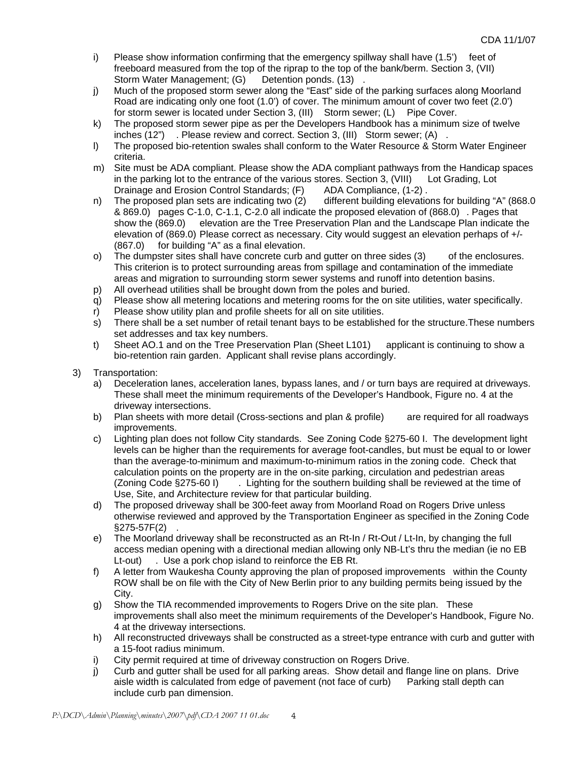i) Please show information confirming that the emergency spillway shall have (1.5') feet of freeboard measured from the top of the riprap to the top of the bank/berm. Section 3, (VII) Storm Water Management; (G) Detention ponds. (13) .

j) Much of the proposed storm sewer along the "East" side of the parking surfaces along Moorland Road are indicating only one foot (1.0') of cover. The minimum amount of cover two feet (2.0') for storm sewer is located under Section 3, (III) Storm sewer; (L) Pipe Cover.

k) The proposed storm sewer pipe as per the Developers Handbook has a minimum size of twelve inches (12") . Please review and correct. Section 3, (III) Storm sewer; (A) .

l) The proposed bio-retention swales shall conform to the Water Resource & Storm Water Engineer criteria.

m) Site must be ADA compliant. Please show the ADA compliant pathways from the Handicap spaces in the parking lot to the entrance of the various stores. Section 3, (VIII) Lot Grading, Lot Drainage and Erosion Control Standards; (F) ADA Compliance, (1-2) .

n) The proposed plan sets are indicating two (2) different building elevations for building "A" (868.0 & 869.0) pages C-1.0, C-1.1, C-2.0 all indicate the proposed elevation of (868.0) . Pages that show the (869.0) elevation are the Tree Preservation Plan and the Landscape Plan indicate the elevation of (869.0) Please correct as necessary. City would suggest an elevation perhaps of +/- (867.0) for building "A" as a final elevation.

o) The dumpster sites shall have concrete curb and gutter on three sides (3) of the enclosures. This criterion is to protect surrounding areas from spillage and contamination of the immediate areas and migration to surrounding storm sewer systems and runoff into detention basins.

p) All overhead utilities shall be brought down from the poles and buried.

q) Please show all metering locations and metering rooms for the on site utilities, water specifically.

r) Please show utility plan and profile sheets for all on site utilities.

s) There shall be a set number of retail tenant bays to be established for the structure.These numbers set addresses and tax key numbers.

t) Sheet AO.1 and on the Tree Preservation Plan (Sheet L101) applicant is continuing to show a bio-retention rain garden. Applicant shall revise plans accordingly.

3) Transportation:

a) Deceleration lanes, acceleration lanes, bypass lanes, and / or turn bays are required at driveways. These shall meet the minimum requirements of the Developer's Handbook, Figure no. 4 at the driveway intersections.

b) Plan sheets with more detail (Cross-sections and plan & profile) are required for all roadways improvements.

c) Lighting plan does not follow City standards. See Zoning Code §275-60 I. The development light levels can be higher than the requirements for average foot-candles, but must be equal to or lower than the average-to-minimum and maximum-to-minimum ratios in the zoning code. Check that calculation points on the property are in the on-site parking, circulation and pedestrian areas (Zoning Code §275-60 I) . Lighting for the southern building shall be reviewed at the time of Use, Site, and Architecture review for that particular building.

d) The proposed driveway shall be 300-feet away from Moorland Road on Rogers Drive unless otherwise reviewed and approved by the Transportation Engineer as specified in the Zoning Code §275-57F(2) .

e) The Moorland driveway shall be reconstructed as an Rt-In / Rt-Out / Lt-In, by changing the full access median opening with a directional median allowing only NB-Lt's thru the median (ie no EB Lt-out) . Use a pork chop island to reinforce the EB Rt.

f) A letter from Waukesha County approving the plan of proposed improvements within the County ROW shall be on file with the City of New Berlin prior to any building permits being issued by the City.

g) Show the TIA recommended improvements to Rogers Drive on the site plan. These improvements shall also meet the minimum requirements of the Developer's Handbook, Figure No. 4 at the driveway intersections.

h) All reconstructed driveways shall be constructed as a street-type entrance with curb and gutter with a 15-foot radius minimum.

i) City permit required at time of driveway construction on Rogers Drive.

j) Curb and gutter shall be used for all parking areas. Show detail and flange line on plans. Drive aisle width is calculated from edge of pavement (not face of curb) Parking stall depth can include curb pan dimension.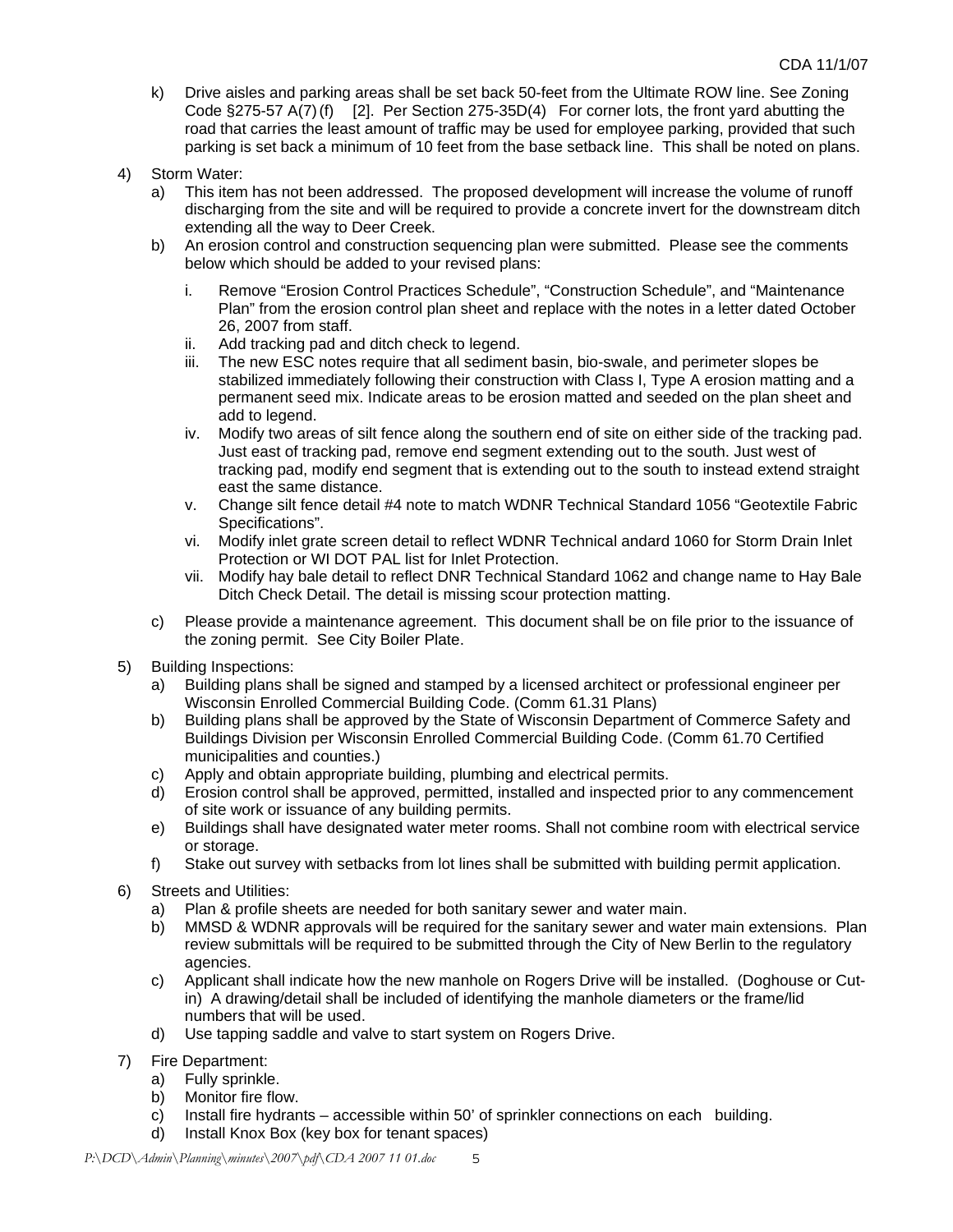k) Drive aisles and parking areas shall be set back 50-feet from the Ultimate ROW line. See Zoning Code §275-57 A(7)(f) [2]. Per Section 275-35D(4) For corner lots, the front yard abutting the road that carries the least amount of traffic may be used for employee parking, provided that such parking is set back a minimum of 10 feet from the base setback line. This shall be noted on plans.

4) Storm Water:
   a) This item has not been addressed. The proposed development will increase the volume of runoff discharging from the site and will be required to provide a concrete invert for the downstream ditch extending all the way to Deer Creek.
   b) An erosion control and construction sequencing plan were submitted. Please see the comments below which should be added to your revised plans:
      i. Remove "Erosion Control Practices Schedule", "Construction Schedule", and "Maintenance Plan" from the erosion control plan sheet and replace with the notes in a letter dated October 26, 2007 from staff.
      ii. Add tracking pad and ditch check to legend.
      iii. The new ESC notes require that all sediment basin, bio-swale, and perimeter slopes be stabilized immediately following their construction with Class I, Type A erosion matting and a permanent seed mix. Indicate areas to be erosion matted and seeded on the plan sheet and add to legend.
      iv. Modify two areas of silt fence along the southern end of site on either side of the tracking pad. Just east of tracking pad, remove end segment extending out to the south. Just west of tracking pad, modify end segment that is extending out to the south to instead extend straight east the same distance.
      v. Change silt fence detail #4 note to match WDNR Technical Standard 1056 "Geotextile Fabric Specifications".
      vi. Modify inlet grate screen detail to reflect WDNR Technical andard 1060 for Storm Drain Inlet Protection or WI DOT PAL list for Inlet Protection.
      vii. Modify hay bale detail to reflect DNR Technical Standard 1062 and change name to Hay Bale Ditch Check Detail. The detail is missing scour protection matting.
   c) Please provide a maintenance agreement. This document shall be on file prior to the issuance of the zoning permit. See City Boiler Plate.

5) Building Inspections:
   a) Building plans shall be signed and stamped by a licensed architect or professional engineer per Wisconsin Enrolled Commercial Building Code. (Comm 61.31 Plans)
   b) Building plans shall be approved by the State of Wisconsin Department of Commerce Safety and Buildings Division per Wisconsin Enrolled Commercial Building Code. (Comm 61.70 Certified municipalities and counties.)
   c) Apply and obtain appropriate building, plumbing and electrical permits.
   d) Erosion control shall be approved, permitted, installed and inspected prior to any commencement of site work or issuance of any building permits.
   e) Buildings shall have designated water meter rooms. Shall not combine room with electrical service or storage.
   f) Stake out survey with setbacks from lot lines shall be submitted with building permit application.

6) Streets and Utilities:
   a) Plan & profile sheets are needed for both sanitary sewer and water main.
   b) MMSD & WDNR approvals will be required for the sanitary sewer and water main extensions. Plan review submittals will be required to be submitted through the City of New Berlin to the regulatory agencies.
   c) Applicant shall indicate how the new manhole on Rogers Drive will be installed. (Doghouse or Cut-in) A drawing/detail shall be included of identifying the manhole diameters or the frame/lid numbers that will be used.
   d) Use tapping saddle and valve to start system on Rogers Drive.

7) Fire Department:
   a) Fully sprinkle.
   b) Monitor fire flow.
   c) Install fire hydrants – accessible within 50' of sprinkler connections on each building.
   d) Install Knox Box (key box for tenant spaces)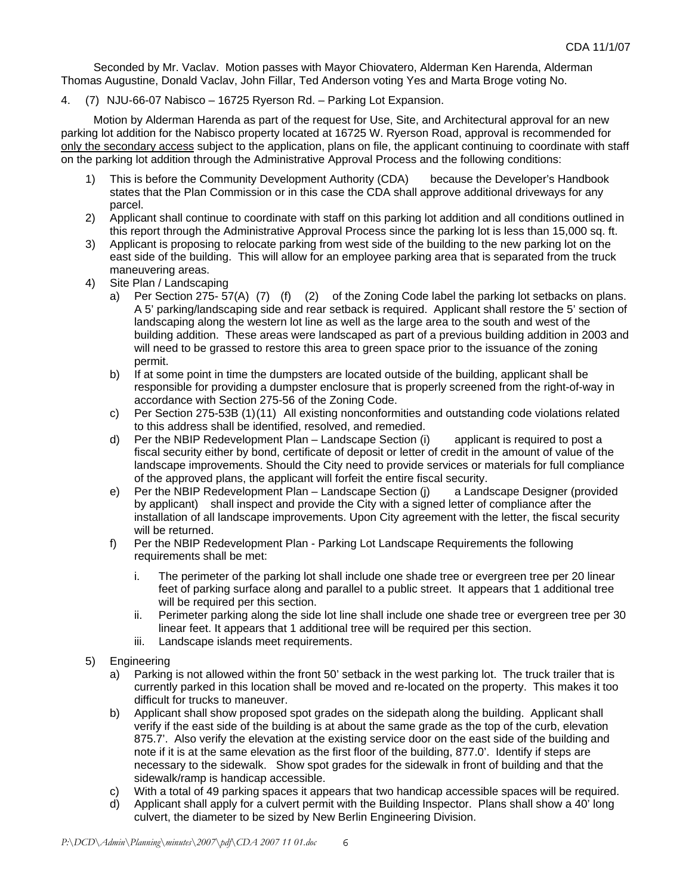Seconded by Mr. Vaclav. Motion passes with Mayor Chiovatero, Alderman Ken Harenda, Alderman Thomas Augustine, Donald Vaclav, John Fillar, Ted Anderson voting Yes and Marta Broge voting No.

4. (7) NJU-66-07 Nabisco – 16725 Ryerson Rd. – Parking Lot Expansion.

Motion by Alderman Harenda as part of the request for Use, Site, and Architectural approval for an new parking lot addition for the Nabisco property located at 16725 W. Ryerson Road, approval is recommended for only the secondary access subject to the application, plans on file, the applicant continuing to coordinate with staff on the parking lot addition through the Administrative Approval Process and the following conditions:

1) This is before the Community Development Authority (CDA) because the Developer's Handbook states that the Plan Commission or in this case the CDA shall approve additional driveways for any parcel.
2) Applicant shall continue to coordinate with staff on this parking lot addition and all conditions outlined in this report through the Administrative Approval Process since the parking lot is less than 15,000 sq. ft.
3) Applicant is proposing to relocate parking from west side of the building to the new parking lot on the east side of the building. This will allow for an employee parking area that is separated from the truck maneuvering areas.
4) Site Plan / Landscaping
   a) Per Section 275- 57(A) (7) (f) (2) of the Zoning Code label the parking lot setbacks on plans. A 5' parking/landscaping side and rear setback is required. Applicant shall restore the 5' section of landscaping along the western lot line as well as the large area to the south and west of the building addition. These areas were landscaped as part of a previous building addition in 2003 and will need to be grassed to restore this area to green space prior to the issuance of the zoning permit.
   b) If at some point in time the dumpsters are located outside of the building, applicant shall be responsible for providing a dumpster enclosure that is properly screened from the right-of-way in accordance with Section 275-56 of the Zoning Code.
   c) Per Section 275-53B (1)(11) All existing nonconformities and outstanding code violations related to this address shall be identified, resolved, and remedied.
   d) Per the NBIP Redevelopment Plan – Landscape Section (i) applicant is required to post a fiscal security either by bond, certificate of deposit or letter of credit in the amount of value of the landscape improvements. Should the City need to provide services or materials for full compliance of the approved plans, the applicant will forfeit the entire fiscal security.
   e) Per the NBIP Redevelopment Plan – Landscape Section (j) a Landscape Designer (provided by applicant) shall inspect and provide the City with a signed letter of compliance after the installation of all landscape improvements. Upon City agreement with the letter, the fiscal security will be returned.
   f) Per the NBIP Redevelopment Plan - Parking Lot Landscape Requirements the following requirements shall be met:
      i. The perimeter of the parking lot shall include one shade tree or evergreen tree per 20 linear feet of parking surface along and parallel to a public street. It appears that 1 additional tree will be required per this section.
      ii. Perimeter parking along the side lot line shall include one shade tree or evergreen tree per 30 linear feet. It appears that 1 additional tree will be required per this section.
      iii. Landscape islands meet requirements.
5) Engineering
   a) Parking is not allowed within the front 50' setback in the west parking lot. The truck trailer that is currently parked in this location shall be moved and re-located on the property. This makes it too difficult for trucks to maneuver.
   b) Applicant shall show proposed spot grades on the sidepath along the building. Applicant shall verify if the east side of the building is at about the same grade as the top of the curb, elevation 875.7'. Also verify the elevation at the existing service door on the east side of the building and note if it is at the same elevation as the first floor of the building, 877.0'. Identify if steps are necessary to the sidewalk. Show spot grades for the sidewalk in front of building and that the sidewalk/ramp is handicap accessible.
   c) With a total of 49 parking spaces it appears that two handicap accessible spaces will be required.
   d) Applicant shall apply for a culvert permit with the Building Inspector. Plans shall show a 40' long culvert, the diameter to be sized by New Berlin Engineering Division.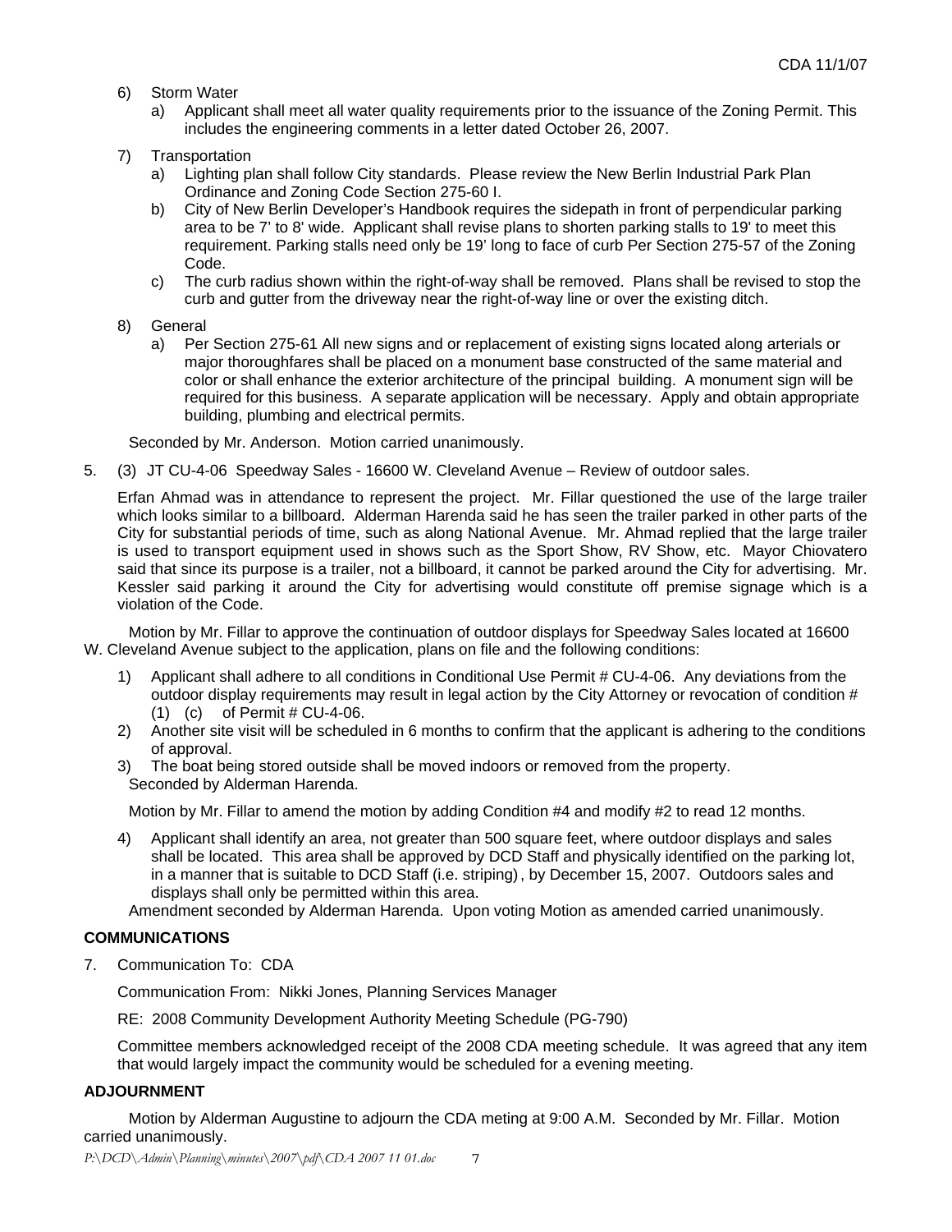6) Storm Water
   a) Applicant shall meet all water quality requirements prior to the issuance of the Zoning Permit. This includes the engineering comments in a letter dated October 26, 2007.

7) Transportation
   a) Lighting plan shall follow City standards. Please review the New Berlin Industrial Park Plan Ordinance and Zoning Code Section 275-60 I.
   b) City of New Berlin Developer's Handbook requires the sidepath in front of perpendicular parking area to be 7' to 8' wide. Applicant shall revise plans to shorten parking stalls to 19' to meet this requirement. Parking stalls need only be 19' long to face of curb Per Section 275-57 of the Zoning Code.
   c) The curb radius shown within the right-of-way shall be removed. Plans shall be revised to stop the curb and gutter from the driveway near the right-of-way line or over the existing ditch.

8) General
   a) Per Section 275-61 All new signs and or replacement of existing signs located along arterials or major thoroughfares shall be placed on a monument base constructed of the same material and color or shall enhance the exterior architecture of the principal building. A monument sign will be required for this business. A separate application will be necessary. Apply and obtain appropriate building, plumbing and electrical permits.

Seconded by Mr. Anderson. Motion carried unanimously.

5. (3) JT CU-4-06 Speedway Sales - 16600 W. Cleveland Avenue – Review of outdoor sales.

Erfan Ahmad was in attendance to represent the project. Mr. Fillar questioned the use of the large trailer which looks similar to a billboard. Alderman Harenda said he has seen the trailer parked in other parts of the City for substantial periods of time, such as along National Avenue. Mr. Ahmad replied that the large trailer is used to transport equipment used in shows such as the Sport Show, RV Show, etc. Mayor Chiovatero said that since its purpose is a trailer, not a billboard, it cannot be parked around the City for advertising. Mr. Kessler said parking it around the City for advertising would constitute off premise signage which is a violation of the Code.

Motion by Mr. Fillar to approve the continuation of outdoor displays for Speedway Sales located at 16600 W. Cleveland Avenue subject to the application, plans on file and the following conditions:

1) Applicant shall adhere to all conditions in Conditional Use Permit # CU-4-06. Any deviations from the outdoor display requirements may result in legal action by the City Attorney or revocation of condition # (1) (c) of Permit # CU-4-06.
2) Another site visit will be scheduled in 6 months to confirm that the applicant is adhering to the conditions of approval.
3) The boat being stored outside shall be moved indoors or removed from the property.

Seconded by Alderman Harenda.

Motion by Mr. Fillar to amend the motion by adding Condition #4 and modify #2 to read 12 months.

4) Applicant shall identify an area, not greater than 500 square feet, where outdoor displays and sales shall be located. This area shall be approved by DCD Staff and physically identified on the parking lot, in a manner that is suitable to DCD Staff (i.e. striping), by December 15, 2007. Outdoors sales and displays shall only be permitted within this area.

Amendment seconded by Alderman Harenda. Upon voting Motion as amended carried unanimously.

**COMMUNICATIONS**

7. Communication To: CDA

Communication From: Nikki Jones, Planning Services Manager

RE: 2008 Community Development Authority Meeting Schedule (PG-790)

Committee members acknowledged receipt of the 2008 CDA meeting schedule. It was agreed that any item that would largely impact the community would be scheduled for a evening meeting.

**ADJOURNMENT**

Motion by Alderman Augustine to adjourn the CDA meting at 9:00 A.M. Seconded by Mr. Fillar. Motion carried unanimously.

*P:\DCD\Admin\Planning\minutes\2007\pdf\CDA 2007 11 01.doc*